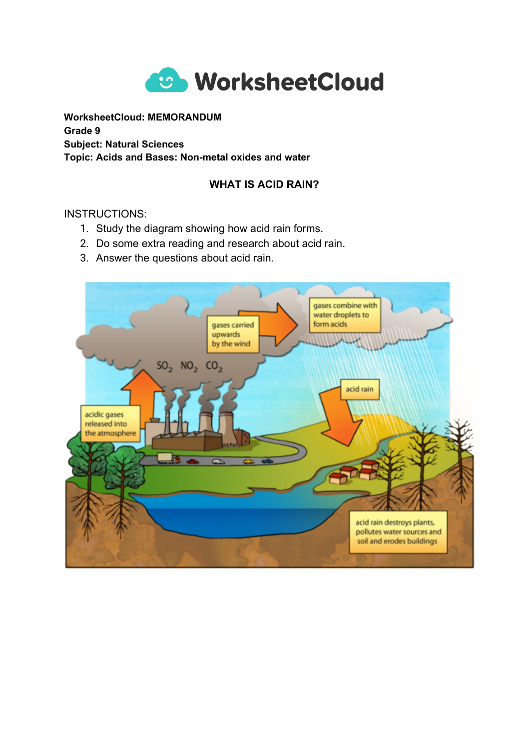WorksheetCloud

**WorksheetCloud: MEMORANDUM**
**Grade 9**
**Subject: Natural Sciences**
**Topic: Acids and Bases: Non-metal oxides and water**

## WHAT IS ACID RAIN?

INSTRUCTIONS:

1. Study the diagram showing how acid rain forms.
2. Do some extra reading and research about acid rain.
3. Answer the questions about acid rain.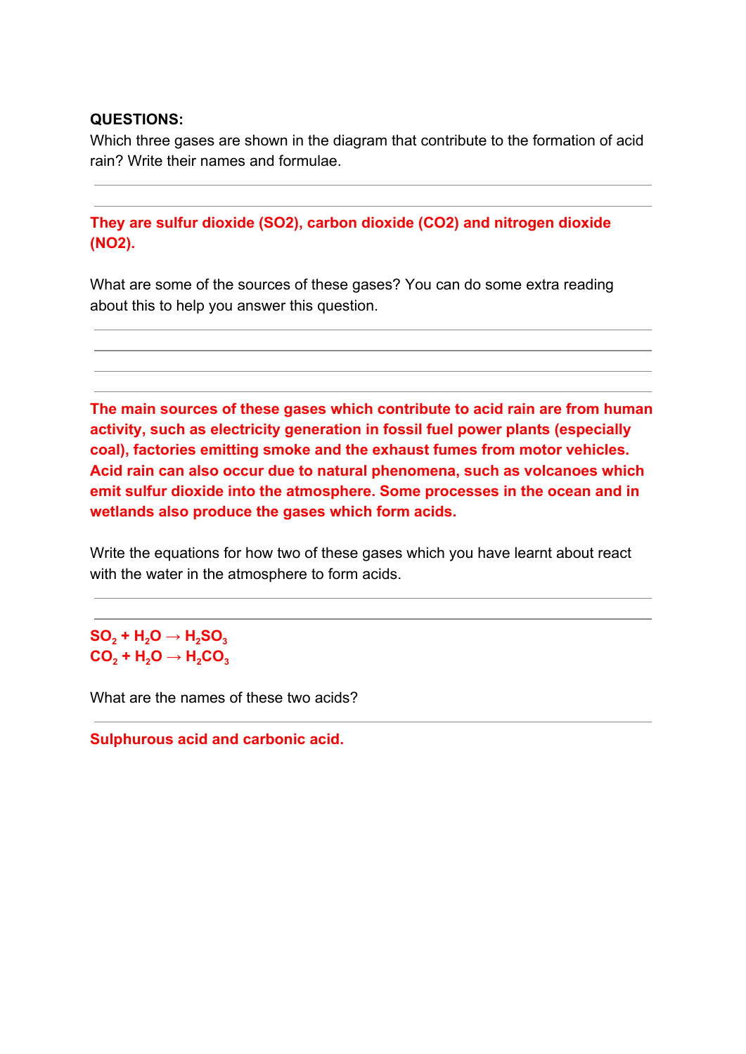**QUESTIONS:**

Which three gases are shown in the diagram that contribute to the formation of acid rain? Write their names and formulae.

**They are sulfur dioxide (SO2), carbon dioxide (CO2) and nitrogen dioxide (NO2).**

What are some of the sources of these gases? You can do some extra reading about this to help you answer this question.

**The main sources of these gases which contribute to acid rain are from human activity, such as electricity generation in fossil fuel power plants (especially coal), factories emitting smoke and the exhaust fumes from motor vehicles. Acid rain can also occur due to natural phenomena, such as volcanoes which emit sulfur dioxide into the atmosphere. Some processes in the ocean and in wetlands also produce the gases which form acids.**

Write the equations for how two of these gases which you have learnt about react with the water in the atmosphere to form acids.

$SO_2 + H_2O \rightarrow H_2SO_3$

$CO_2 + H_2O \rightarrow H_2CO_3$

What are the names of these two acids?

**Sulphurous acid and carbonic acid.**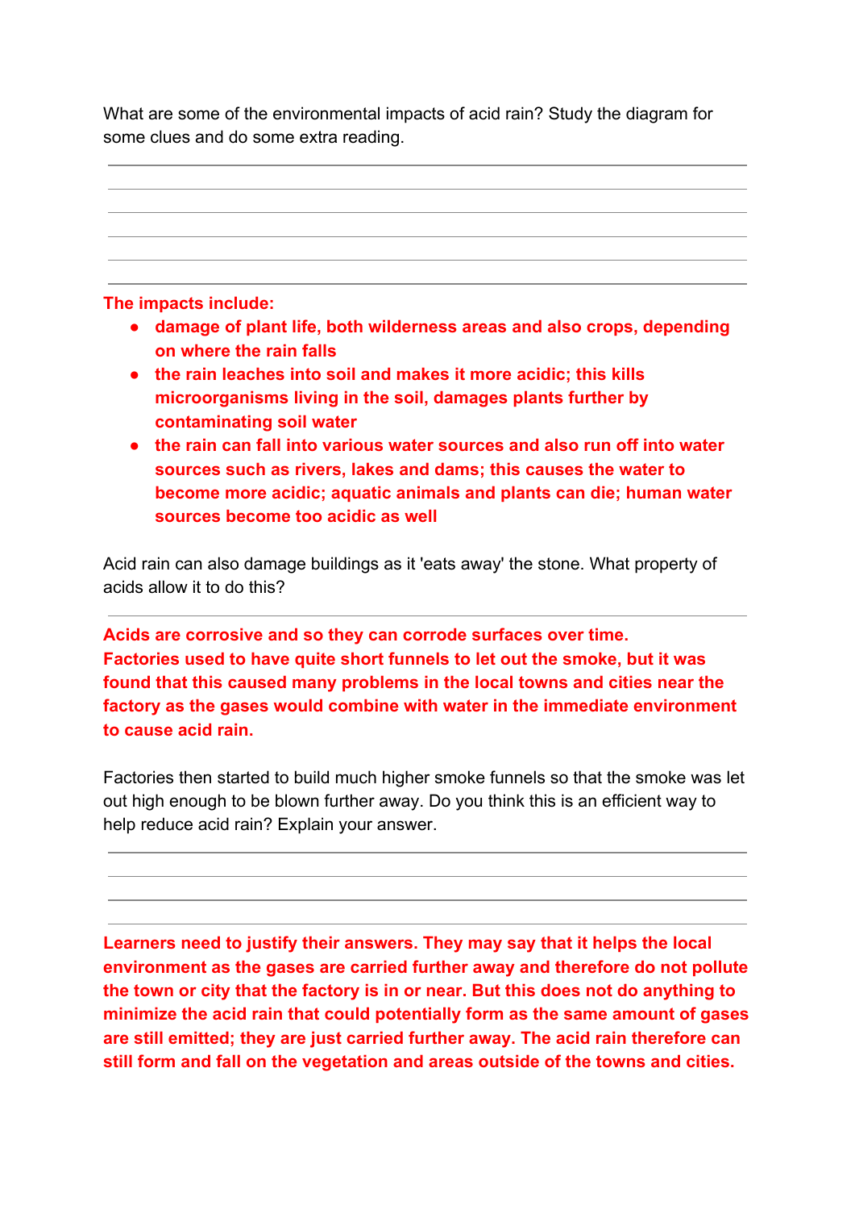What are some of the environmental impacts of acid rain? Study the diagram for some clues and do some extra reading.

**The impacts include:**

- **damage of plant life, both wilderness areas and also crops, depending on where the rain falls**
- **the rain leaches into soil and makes it more acidic; this kills microorganisms living in the soil, damages plants further by contaminating soil water**
- **the rain can fall into various water sources and also run off into water sources such as rivers, lakes and dams; this causes the water to become more acidic; aquatic animals and plants can die; human water sources become too acidic as well**

Acid rain can also damage buildings as it 'eats away' the stone. What property of acids allow it to do this?

**Acids are corrosive and so they can corrode surfaces over time.**
**Factories used to have quite short funnels to let out the smoke, but it was found that this caused many problems in the local towns and cities near the factory as the gases would combine with water in the immediate environment to cause acid rain.**

Factories then started to build much higher smoke funnels so that the smoke was let out high enough to be blown further away. Do you think this is an efficient way to help reduce acid rain? Explain your answer.

**Learners need to justify their answers. They may say that it helps the local environment as the gases are carried further away and therefore do not pollute the town or city that the factory is in or near. But this does not do anything to minimize the acid rain that could potentially form as the same amount of gases are still emitted; they are just carried further away. The acid rain therefore can still form and fall on the vegetation and areas outside of the towns and cities.**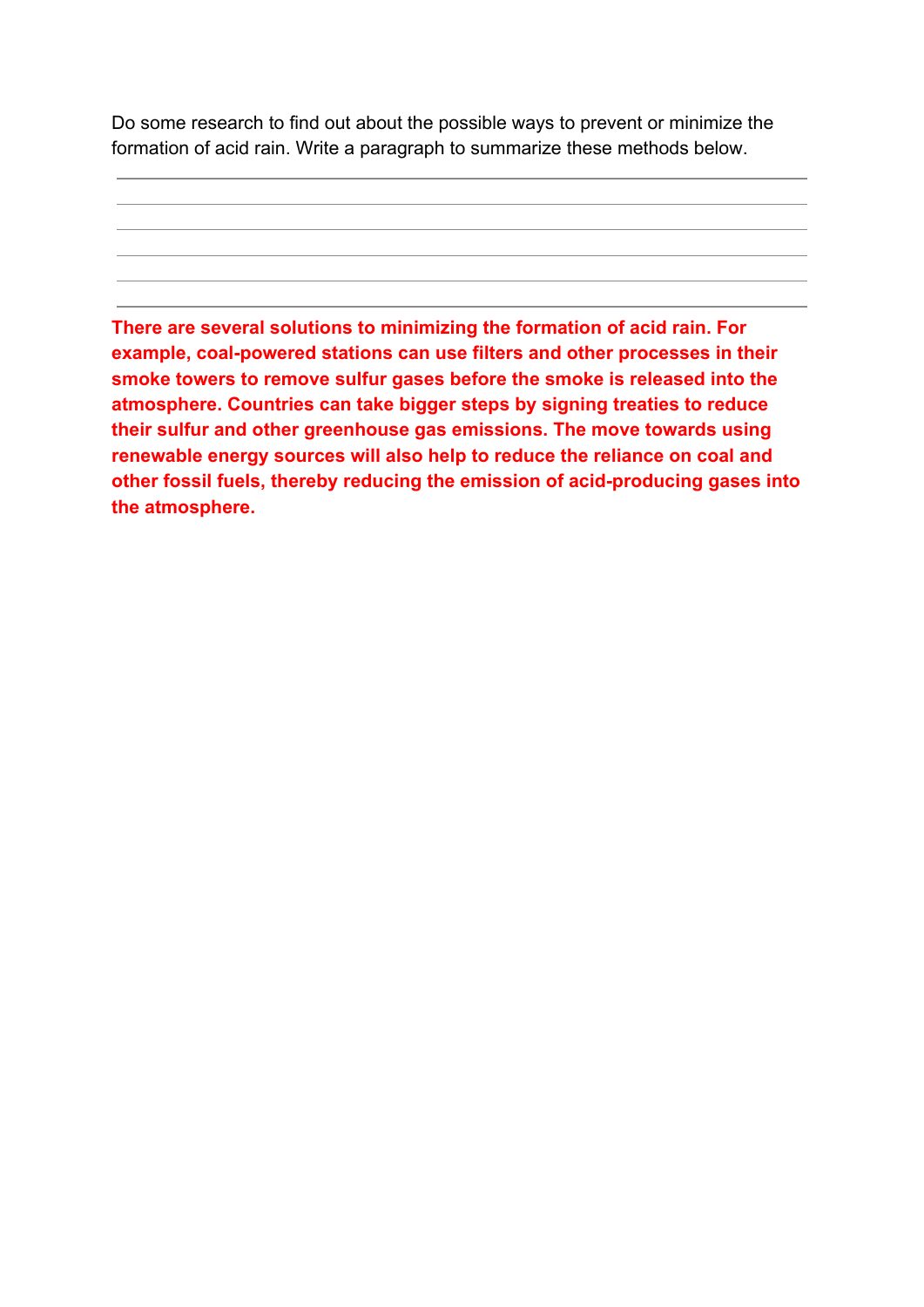Do some research to find out about the possible ways to prevent or minimize the formation of acid rain. Write a paragraph to summarize these methods below.

**There are several solutions to minimizing the formation of acid rain. For example, coal-powered stations can use filters and other processes in their smoke towers to remove sulfur gases before the smoke is released into the atmosphere. Countries can take bigger steps by signing treaties to reduce their sulfur and other greenhouse gas emissions. The move towards using renewable energy sources will also help to reduce the reliance on coal and other fossil fuels, thereby reducing the emission of acid-producing gases into the atmosphere.**